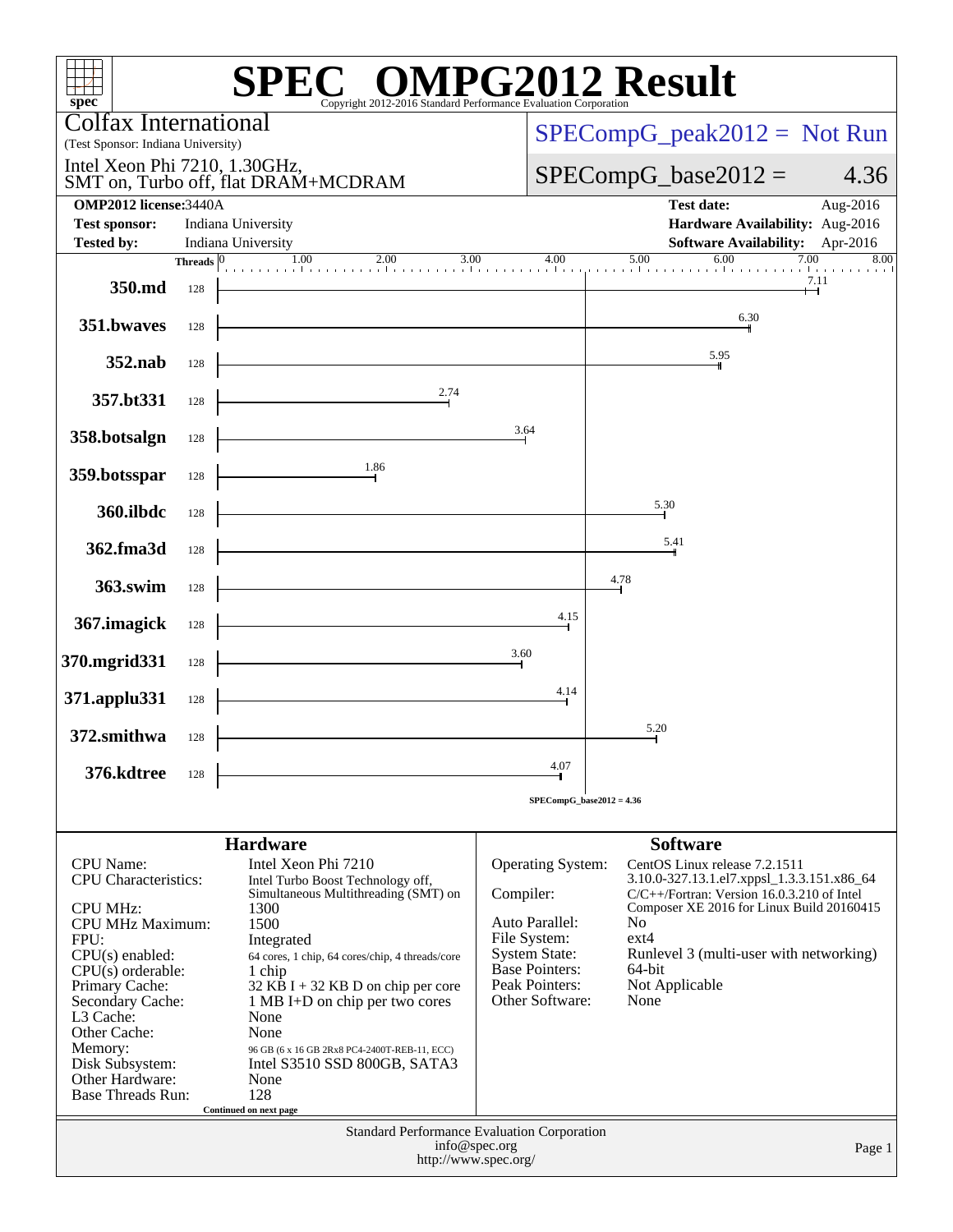# SPEC OMPG2012 Result

Copyright 2012-2016 Standard Performance Evaluation Corporation

**Colfax International**
(Test Sponsor: Indiana University)

Intel Xeon Phi 7210, 1.30GHz, SMT on, Turbo off, flat DRAM+MCDRAM

SPECompG_peak2012 = Not Run

SPECompG_base2012 = 4.36

| | | | |
|---|---|---|---|
| **OMP2012 license:** | 3440A | **Test date:** | Aug-2016 |
| **Test sponsor:** | Indiana University | **Hardware Availability:** | Aug-2016 |
| **Tested by:** | Indiana University | **Software Availability:** | Apr-2016 |

| Benchmark | Threads | Base Ratio |
|---|---|---|
| 350.md | 128 | 7.11 |
| 351.bwaves | 128 | 6.30 |
| 352.nab | 128 | 5.95 |
| 357.bt331 | 128 | 2.74 |
| 358.botsalgn | 128 | 3.64 |
| 359.botsspar | 128 | 1.86 |
| 360.ilbdc | 128 | 5.30 |
| 362.fma3d | 128 | 5.41 |
| 363.swim | 128 | 4.78 |
| 367.imagick | 128 | 4.15 |
| 370.mgrid331 | 128 | 3.60 |
| 371.applu331 | 128 | 4.14 |
| 372.smithwa | 128 | 5.20 |
| 376.kdtree | 128 | 4.07 |

SPECompG_base2012 = 4.36

## Hardware

| | |
|---|---|
| CPU Name: | Intel Xeon Phi 7210 |
| CPU Characteristics: | Intel Turbo Boost Technology off, Simultaneous Multithreading (SMT) on |
| CPU MHz: | 1300 |
| CPU MHz Maximum: | 1500 |
| FPU: | Integrated |
| CPU(s) enabled: | 64 cores, 1 chip, 64 cores/chip, 4 threads/core |
| CPU(s) orderable: | 1 chip |
| Primary Cache: | 32 KB I + 32 KB D on chip per core |
| Secondary Cache: | 1 MB I+D on chip per two cores |
| L3 Cache: | None |
| Other Cache: | None |
| Memory: | 96 GB (6 x 16 GB 2Rx8 PC4-2400T-REB-11, ECC) |
| Disk Subsystem: | Intel S3510 SSD 800GB, SATA3 |
| Other Hardware: | None |
| Base Threads Run: | 128 |

Continued on next page

## Software

| | |
|---|---|
| Operating System: | CentOS Linux release 7.2.1511 3.10.0-327.13.1.el7.xppsl_1.3.3.151.x86_64 |
| Compiler: | C/C++/Fortran: Version 16.0.3.210 of Intel Composer XE 2016 for Linux Build 20160415 |
| Auto Parallel: | No |
| File System: | ext4 |
| System State: | Runlevel 3 (multi-user with networking) |
| Base Pointers: | 64-bit |
| Peak Pointers: | Not Applicable |
| Other Software: | None |

Standard Performance Evaluation Corporation
info@spec.org
http://www.spec.org/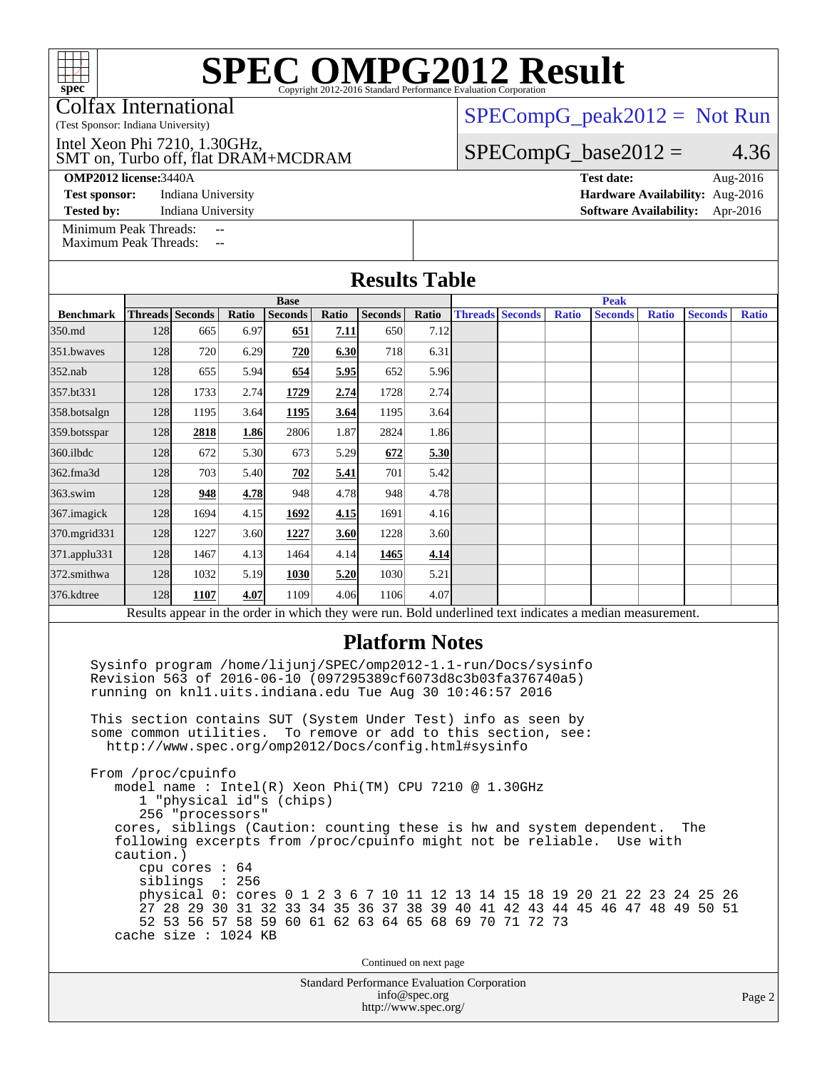# SPEC OMPG2012 Result

Copyright 2012-2016 Standard Performance Evaluation Corporation

Colfax International
(Test Sponsor: Indiana University)

Intel Xeon Phi 7210, 1.30GHz,
SMT on, Turbo off, flat DRAM+MCDRAM

SPECompG_peak2012 = Not Run

SPECompG_base2012 = 4.36

**OMP2012 license:** 3440A
**Test sponsor:** Indiana University
**Tested by:** Indiana University

**Test date:** Aug-2016
**Hardware Availability:** Aug-2016
**Software Availability:** Apr-2016

Minimum Peak Threads: --
Maximum Peak Threads: --

## Results Table

| | Base | | | | | | | Peak | | | | | | |
|---|---|---|---|---|---|---|---|---|---|---|---|---|---|---|
| **Benchmark** | **Threads** | **Seconds** | **Ratio** | **Seconds** | **Ratio** | **Seconds** | **Ratio** | **Threads** | **Seconds** | **Ratio** | **Seconds** | **Ratio** | **Seconds** | **Ratio** |
| 350.md | 128 | 665 | 6.97 | **651** | **7.11** | 650 | 7.12 | | | | | | | |
| 351.bwaves | 128 | 720 | 6.29 | **720** | **6.30** | 718 | 6.31 | | | | | | | |
| 352.nab | 128 | 655 | 5.94 | **654** | **5.95** | 652 | 5.96 | | | | | | | |
| 357.bt331 | 128 | 1733 | 2.74 | **1729** | **2.74** | 1728 | 2.74 | | | | | | | |
| 358.botsalgn | 128 | 1195 | 3.64 | **1195** | **3.64** | 1195 | 3.64 | | | | | | | |
| 359.botsspar | 128 | **2818** | **1.86** | 2806 | 1.87 | 2824 | 1.86 | | | | | | | |
| 360.ilbdc | 128 | 672 | 5.30 | 673 | 5.29 | **672** | **5.30** | | | | | | | |
| 362.fma3d | 128 | 703 | 5.40 | **702** | **5.41** | 701 | 5.42 | | | | | | | |
| 363.swim | 128 | **948** | **4.78** | 948 | 4.78 | 948 | 4.78 | | | | | | | |
| 367.imagick | 128 | 1694 | 4.15 | **1692** | **4.15** | 1691 | 4.16 | | | | | | | |
| 370.mgrid331 | 128 | 1227 | 3.60 | **1227** | **3.60** | 1228 | 3.60 | | | | | | | |
| 371.applu331 | 128 | 1467 | 4.13 | 1464 | 4.14 | **1465** | **4.14** | | | | | | | |
| 372.smithwa | 128 | 1032 | 5.19 | **1030** | **5.20** | 1030 | 5.21 | | | | | | | |
| 376.kdtree | 128 | **1107** | **4.07** | 1109 | 4.06 | 1106 | 4.07 | | | | | | | |

Results appear in the order in which they were run. Bold underlined text indicates a median measurement.

## Platform Notes

```
Sysinfo program /home/lijunj/SPEC/omp2012-1.1-run/Docs/sysinfo
Revision 563 of 2016-06-10 (097295389cf6073d8c3b03fa376740a5)
running on knl1.uits.indiana.edu Tue Aug 30 10:46:57 2016

This section contains SUT (System Under Test) info as seen by
some common utilities.  To remove or add to this section, see:
  http://www.spec.org/omp2012/Docs/config.html#sysinfo

From /proc/cpuinfo
   model name : Intel(R) Xeon Phi(TM) CPU 7210 @ 1.30GHz
      1 "physical id"s (chips)
      256 "processors"
   cores, siblings (Caution: counting these is hw and system dependent.  The
   following excerpts from /proc/cpuinfo might not be reliable.  Use with
   caution.)
      cpu cores : 64
      siblings  : 256
      physical 0: cores 0 1 2 3 6 7 10 11 12 13 14 15 18 19 20 21 22 23 24 25 26
      27 28 29 30 31 32 33 34 35 36 37 38 39 40 41 42 43 44 45 46 47 48 49 50 51
      52 53 56 57 58 59 60 61 62 63 64 65 68 69 70 71 72 73
   cache size : 1024 KB
```

Continued on next page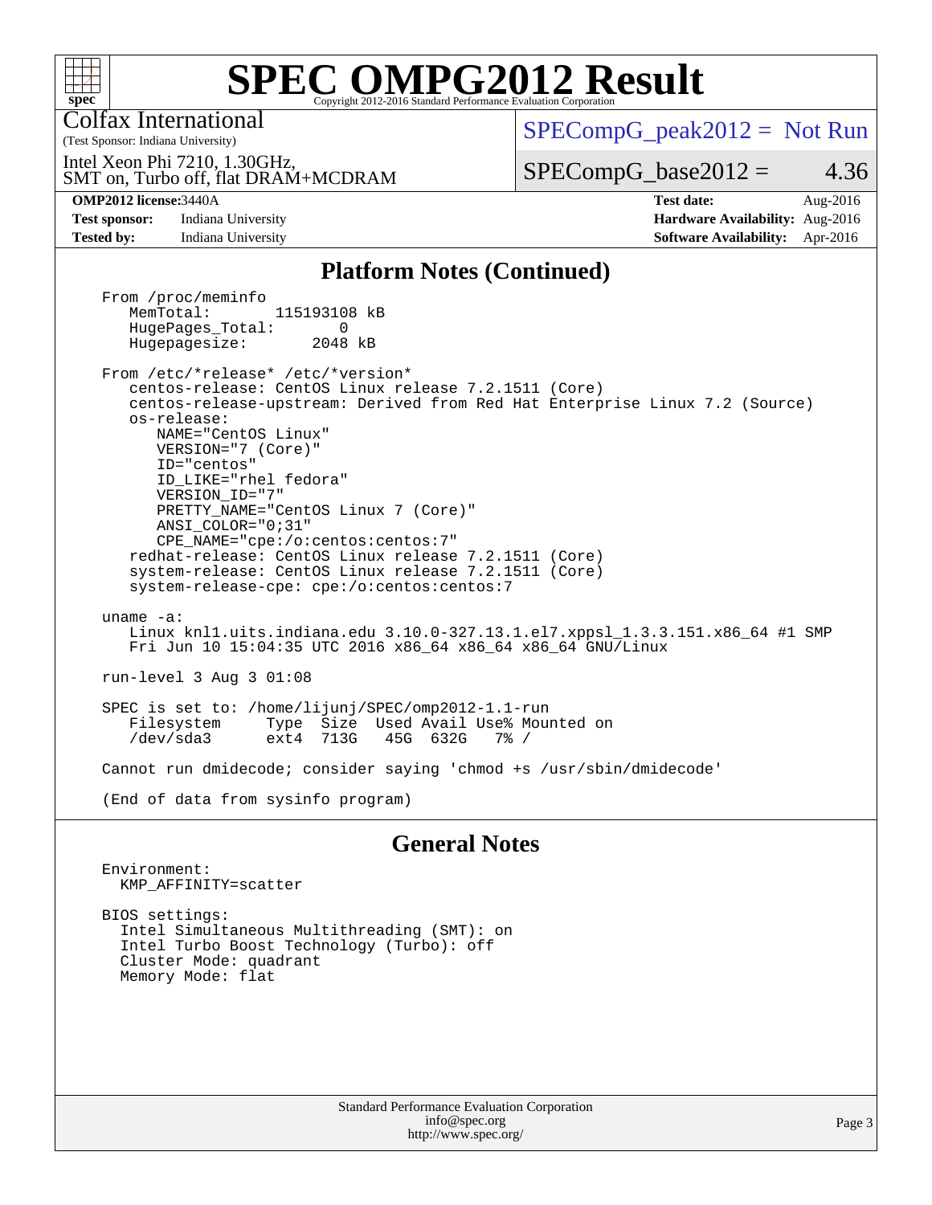# SPEC OMPG2012 Result

Copyright 2012-2016 Standard Performance Evaluation Corporation

Colfax International
(Test Sponsor: Indiana University)

Intel Xeon Phi 7210, 1.30GHz,
SMT on, Turbo off, flat DRAM+MCDRAM

SPECompG_peak2012 = Not Run

SPECompG_base2012 = 4.36

**OMP2012 license:** 3440A
**Test sponsor:** Indiana University
**Tested by:** Indiana University

**Test date:** Aug-2016
**Hardware Availability:** Aug-2016
**Software Availability:** Apr-2016

## Platform Notes (Continued)

```
From /proc/meminfo
   MemTotal:       115193108 kB
   HugePages_Total:       0
   Hugepagesize:       2048 kB

From /etc/*release* /etc/*version*
   centos-release: CentOS Linux release 7.2.1511 (Core)
   centos-release-upstream: Derived from Red Hat Enterprise Linux 7.2 (Source)
   os-release:
      NAME="CentOS Linux"
      VERSION="7 (Core)"
      ID="centos"
      ID_LIKE="rhel fedora"
      VERSION_ID="7"
      PRETTY_NAME="CentOS Linux 7 (Core)"
      ANSI_COLOR="0;31"
      CPE_NAME="cpe:/o:centos:centos:7"
   redhat-release: CentOS Linux release 7.2.1511 (Core)
   system-release: CentOS Linux release 7.2.1511 (Core)
   system-release-cpe: cpe:/o:centos:centos:7

uname -a:
   Linux knl1.uits.indiana.edu 3.10.0-327.13.1.el7.xppsl_1.3.3.151.x86_64 #1 SMP
   Fri Jun 10 15:04:35 UTC 2016 x86_64 x86_64 x86_64 GNU/Linux

run-level 3 Aug 3 01:08

SPEC is set to: /home/lijunj/SPEC/omp2012-1.1-run
   Filesystem     Type  Size  Used Avail Use% Mounted on
   /dev/sda3      ext4  713G   45G  632G   7% /

Cannot run dmidecode; consider saying 'chmod +s /usr/sbin/dmidecode'

(End of data from sysinfo program)
```

## General Notes

```
Environment:
  KMP_AFFINITY=scatter

BIOS settings:
  Intel Simultaneous Multithreading (SMT): on
  Intel Turbo Boost Technology (Turbo): off
  Cluster Mode: quadrant
  Memory Mode: flat
```

Standard Performance Evaluation Corporation
info@spec.org
http://www.spec.org/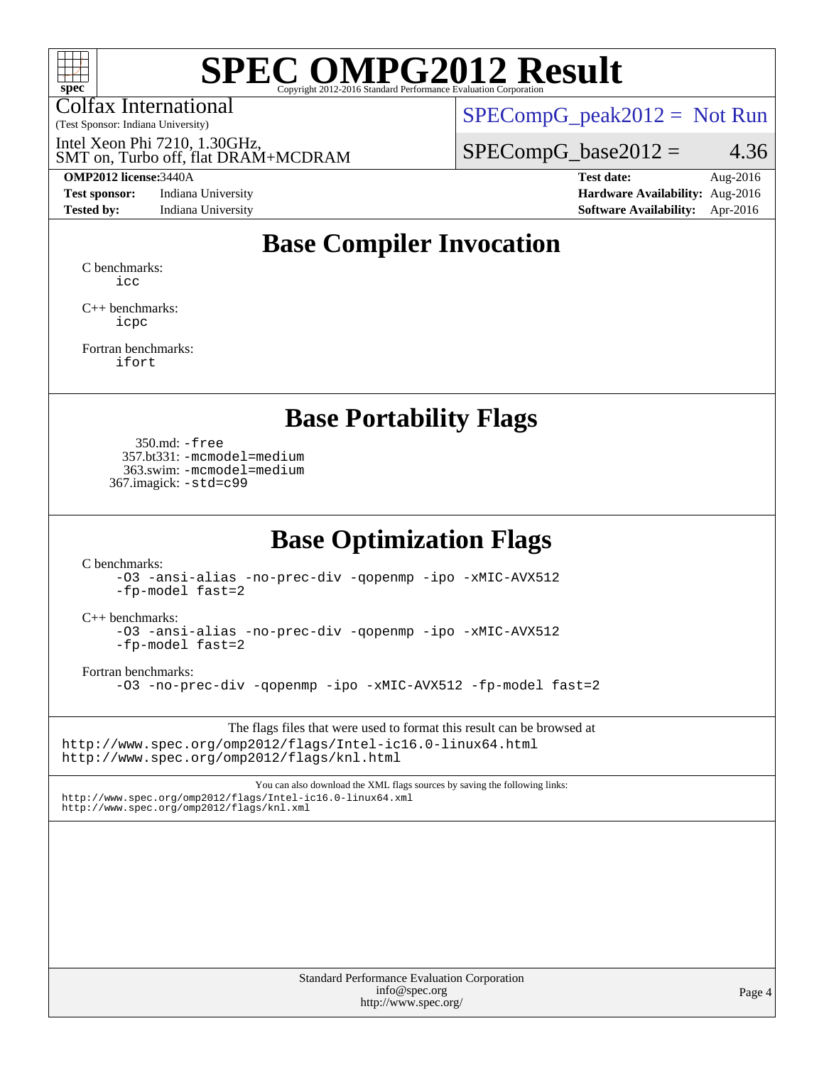# SPEC OMPG2012 Result

Copyright 2012-2016 Standard Performance Evaluation Corporation

Colfax International
(Test Sponsor: Indiana University)

Intel Xeon Phi 7210, 1.30GHz,
SMT on, Turbo off, flat DRAM+MCDRAM

SPECompG_peak2012 = Not Run

SPECompG_base2012 = 4.36

**OMP2012 license:** 3440A
**Test sponsor:** Indiana University
**Tested by:** Indiana University
**Test date:** Aug-2016
**Hardware Availability:** Aug-2016
**Software Availability:** Apr-2016

## Base Compiler Invocation

C benchmarks:
```
icc
```

C++ benchmarks:
```
icpc
```

Fortran benchmarks:
```
ifort
```

## Base Portability Flags

350.md: `-free`
357.bt331: `-mcmodel=medium`
363.swim: `-mcmodel=medium`
367.imagick: `-std=c99`

## Base Optimization Flags

C benchmarks:
```
-O3 -ansi-alias -no-prec-div -qopenmp -ipo -xMIC-AVX512
-fp-model fast=2
```

C++ benchmarks:
```
-O3 -ansi-alias -no-prec-div -qopenmp -ipo -xMIC-AVX512
-fp-model fast=2
```

Fortran benchmarks:
```
-O3 -no-prec-div -qopenmp -ipo -xMIC-AVX512 -fp-model fast=2
```

The flags files that were used to format this result can be browsed at
http://www.spec.org/omp2012/flags/Intel-ic16.0-linux64.html
http://www.spec.org/omp2012/flags/knl.html

You can also download the XML flags sources by saving the following links:
http://www.spec.org/omp2012/flags/Intel-ic16.0-linux64.xml
http://www.spec.org/omp2012/flags/knl.xml

Standard Performance Evaluation Corporation
info@spec.org
http://www.spec.org/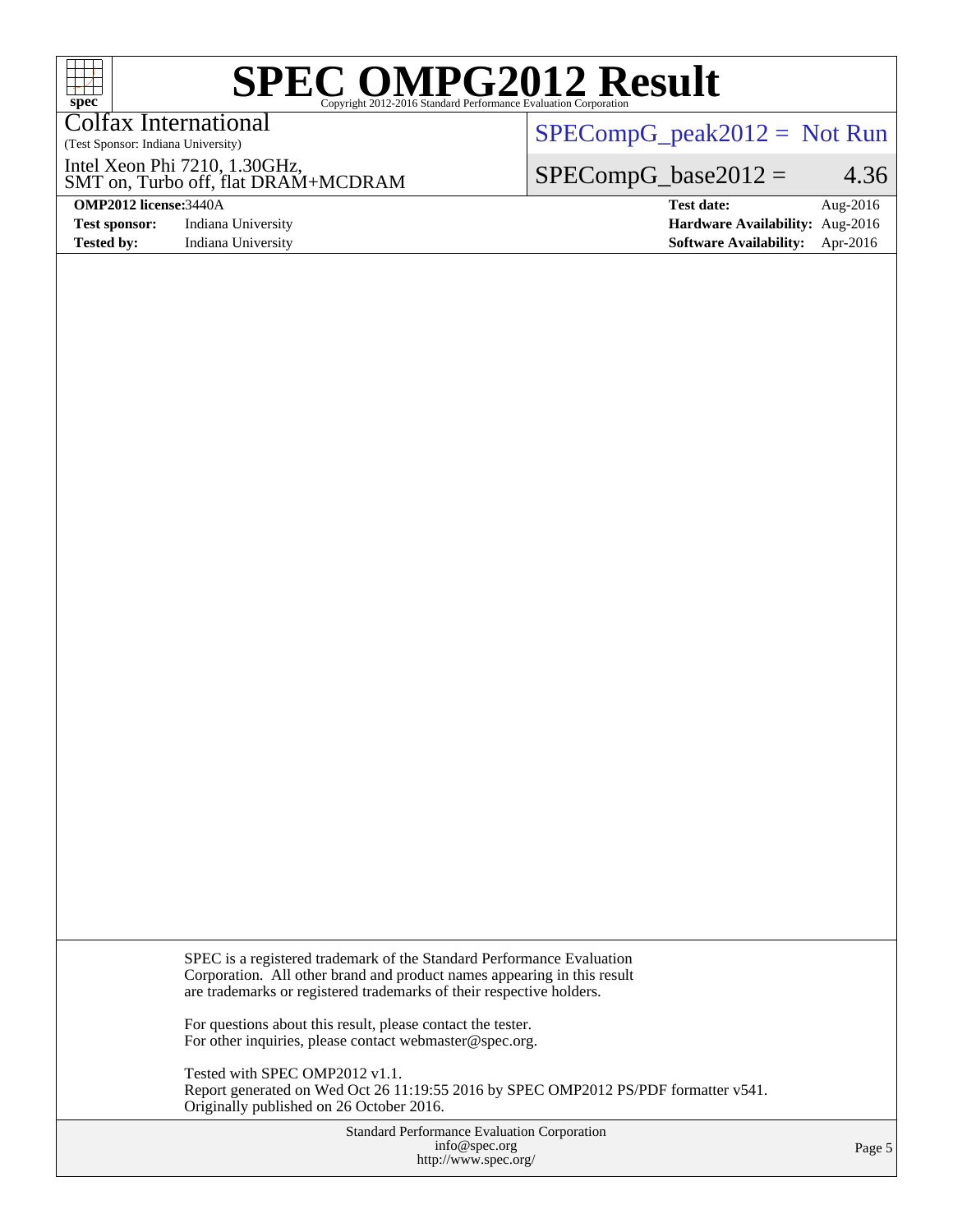SPEC is a registered trademark of the Standard Performance Evaluation Corporation. All other brand and product names appearing in this result are trademarks or registered trademarks of their respective holders.

For questions about this result, please contact the tester.
For other inquiries, please contact webmaster@spec.org.

Tested with SPEC OMP2012 v1.1.
Report generated on Wed Oct 26 11:19:55 2016 by SPEC OMP2012 PS/PDF formatter v541.
Originally published on 26 October 2016.